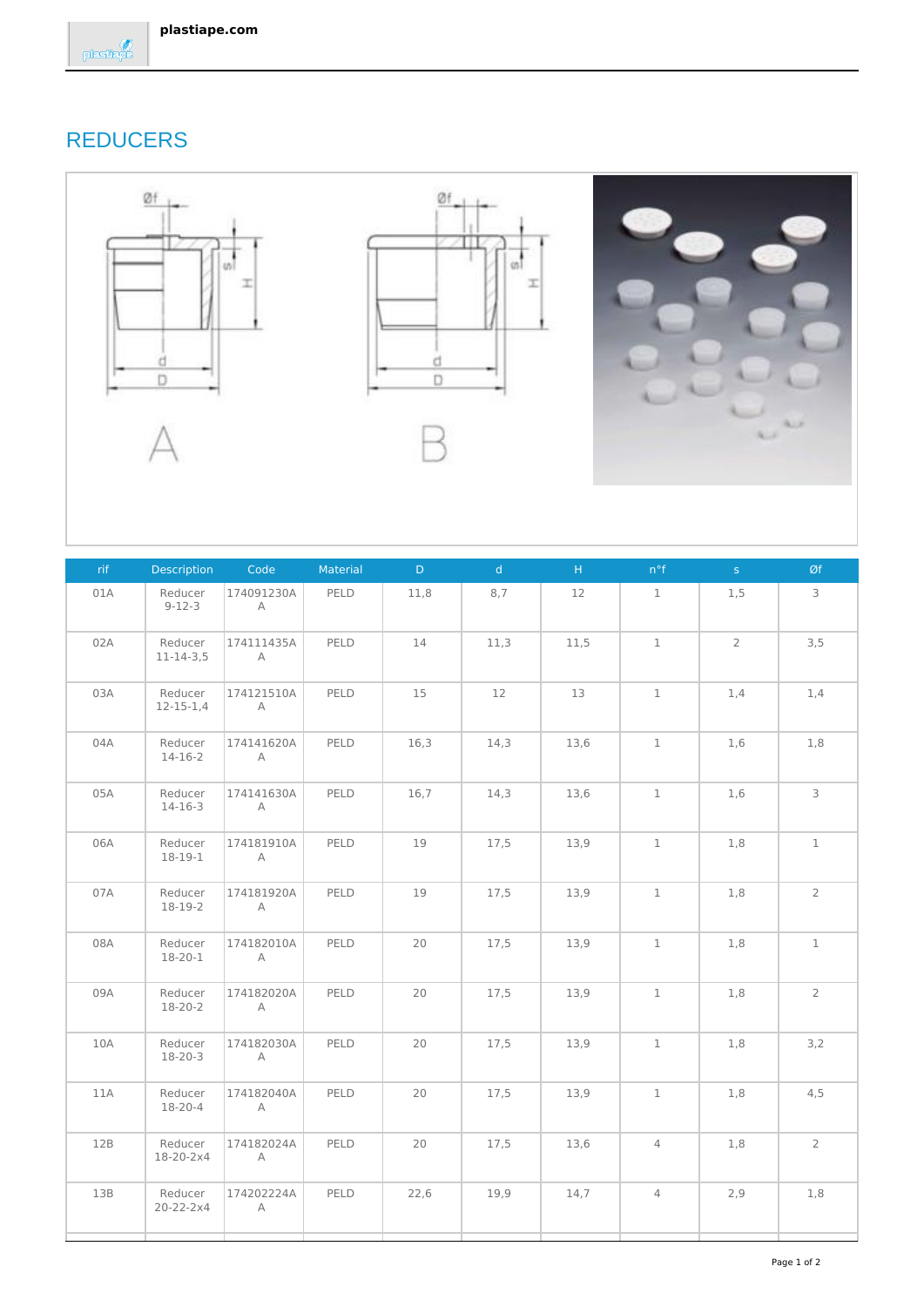# REDUCERS

| rif | Description | Code | Material | D | d | H | n°f | s | Øf |
|---|---|---|---|---|---|---|---|---|---|
| 01A | Reducer 9-12-3 | 174091230A A | PELD | 11,8 | 8,7 | 12 | 1 | 1,5 | 3 |
| 02A | Reducer 11-14-3,5 | 174111435A A | PELD | 14 | 11,3 | 11,5 | 1 | 2 | 3,5 |
| 03A | Reducer 12-15-1,4 | 174121510A A | PELD | 15 | 12 | 13 | 1 | 1,4 | 1,4 |
| 04A | Reducer 14-16-2 | 174141620A A | PELD | 16,3 | 14,3 | 13,6 | 1 | 1,6 | 1,8 |
| 05A | Reducer 14-16-3 | 174141630A A | PELD | 16,7 | 14,3 | 13,6 | 1 | 1,6 | 3 |
| 06A | Reducer 18-19-1 | 174181910A A | PELD | 19 | 17,5 | 13,9 | 1 | 1,8 | 1 |
| 07A | Reducer 18-19-2 | 174181920A A | PELD | 19 | 17,5 | 13,9 | 1 | 1,8 | 2 |
| 08A | Reducer 18-20-1 | 174182010A A | PELD | 20 | 17,5 | 13,9 | 1 | 1,8 | 1 |
| 09A | Reducer 18-20-2 | 174182020A A | PELD | 20 | 17,5 | 13,9 | 1 | 1,8 | 2 |
| 10A | Reducer 18-20-3 | 174182030A A | PELD | 20 | 17,5 | 13,9 | 1 | 1,8 | 3,2 |
| 11A | Reducer 18-20-4 | 174182040A A | PELD | 20 | 17,5 | 13,9 | 1 | 1,8 | 4,5 |
| 12B | Reducer 18-20-2x4 | 174182024A A | PELD | 20 | 17,5 | 13,6 | 4 | 1,8 | 2 |
| 13B | Reducer 20-22-2x4 | 174202224A A | PELD | 22,6 | 19,9 | 14,7 | 4 | 2,9 | 1,8 |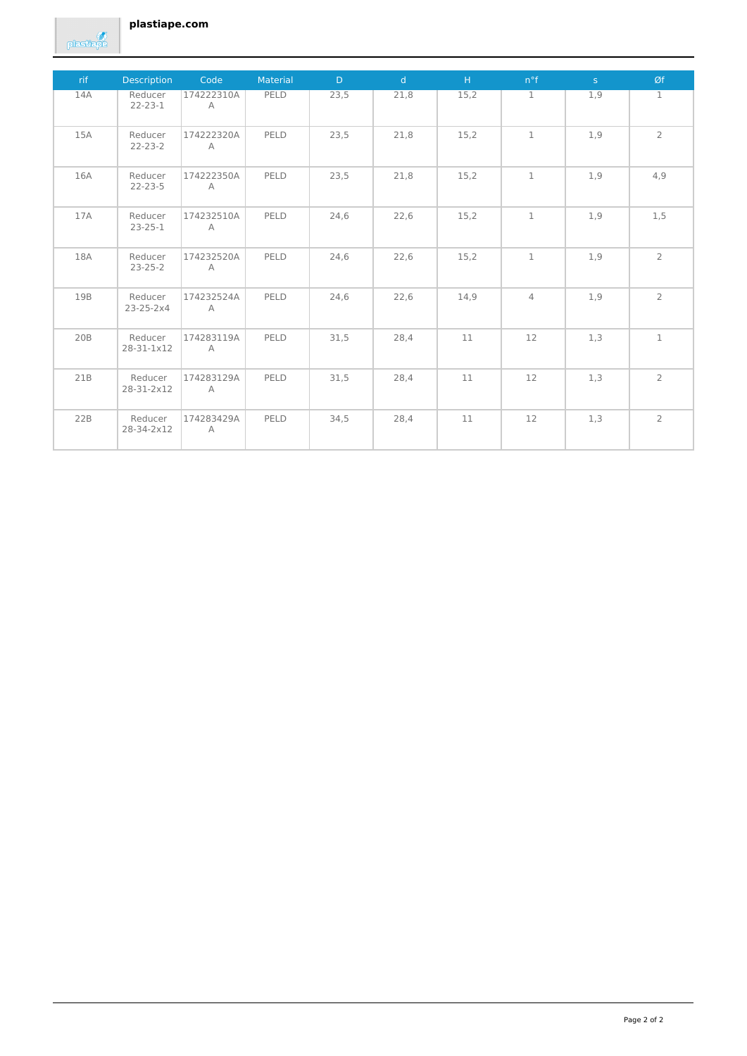| rif | Description | Code | Material | D | d | H | n°f | s | Øf |
|---|---|---|---|---|---|---|---|---|---|
| 14A | Reducer 22-23-1 | 174222310AA | PELD | 23,5 | 21,8 | 15,2 | 1 | 1,9 | 1 |
| 15A | Reducer 22-23-2 | 174222320AA | PELD | 23,5 | 21,8 | 15,2 | 1 | 1,9 | 2 |
| 16A | Reducer 22-23-5 | 174222350AA | PELD | 23,5 | 21,8 | 15,2 | 1 | 1,9 | 4,9 |
| 17A | Reducer 23-25-1 | 174232510AA | PELD | 24,6 | 22,6 | 15,2 | 1 | 1,9 | 1,5 |
| 18A | Reducer 23-25-2 | 174232520AA | PELD | 24,6 | 22,6 | 15,2 | 1 | 1,9 | 2 |
| 19B | Reducer 23-25-2x4 | 174232524AA | PELD | 24,6 | 22,6 | 14,9 | 4 | 1,9 | 2 |
| 20B | Reducer 28-31-1x12 | 174283119AA | PELD | 31,5 | 28,4 | 11 | 12 | 1,3 | 1 |
| 21B | Reducer 28-31-2x12 | 174283129AA | PELD | 31,5 | 28,4 | 11 | 12 | 1,3 | 2 |
| 22B | Reducer 28-34-2x12 | 174283429AA | PELD | 34,5 | 28,4 | 11 | 12 | 1,3 | 2 |